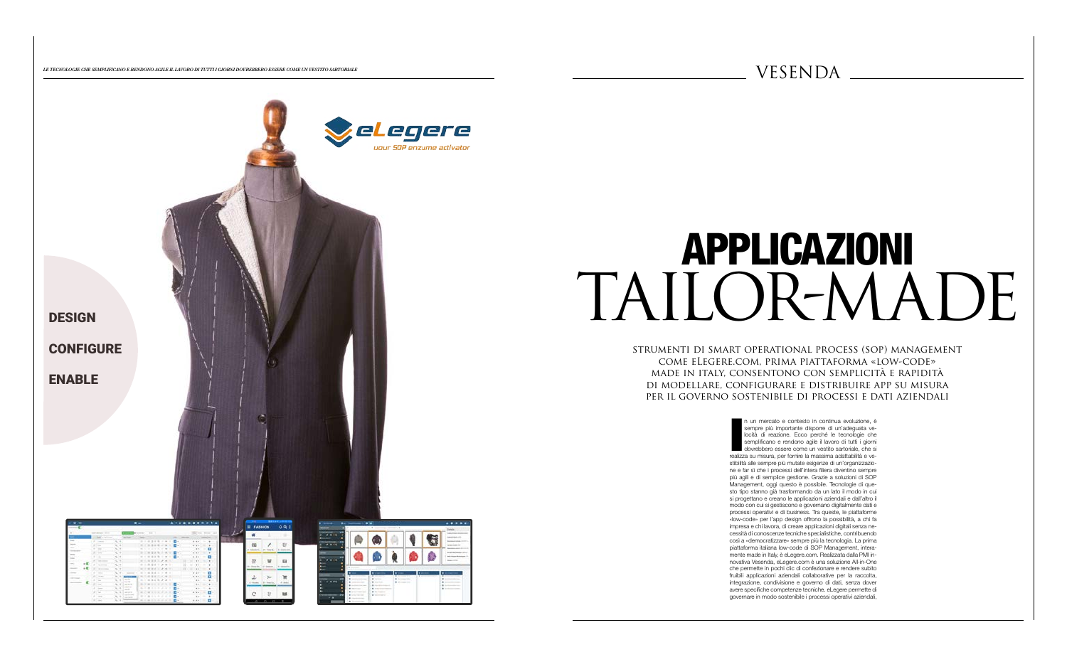# APPLICAZIONI TAILOR-MADE

STRUMENTI DI SMART OPERATIONAL PROCESS (SOP) MANAGEMENT COME ELEGERE.COM, PRIMA PIATTAFORMA «LOW-CODE» MADE IN ITALY, CONSENTONO CON SEMPLICITÀ E RAPIDITÀ DI MODELLARE, CONFIGURARE E DISTRIBUIRE APP SU MISURA PER IL GOVERNO SOSTENIBILE DI PROCESSI E DATI AZIENDALI

DESIGN

CONFIGURE

ENABLE

In un mercato e contesto in continua evoluzione, è sempre più importante disporre di un'adeguata velocità di reazione. Ecco perché le tecnologie che semplificano e rendono agile il lavoro di tutti i giorni dovrebbero essere come un vestito sartoriale, che si realizza su misura, per fornire la massima adattabilità e vestibilità alle sempre più mutate esigenze di un'organizzazione e far sì che i processi dell'intera filiera diventino sempre più agili e di semplice gestione. Grazie a soluzioni di SOP Management, oggi questo è possibile. Tecnologie di questo tipo stanno già trasformando da un lato il modo in cui si progettano e creano le applicazioni aziendali e dall'altro il modo con cui si gestiscono e governano digitalmente dati e processi operativi e di business. Tra queste, le piattaforme «low-code» per l'app design offrono la possibilità, a chi fa impresa e chi lavora, di creare applicazioni digitali senza necessità di conoscenze tecniche specialistiche, contribuendo così a «democratizzare» sempre più la tecnologia. La prima piattaforma italiana low-code di SOP Management, interamente made in Italy, è eLegere.com. Realizzata dalla PMI innovativa Vesenda, eLegere.com è una soluzione All-in-One che permette in pochi clic di confezionare e rendere subito fruibili applicazioni aziendali collaborative per la raccolta, integrazione, condivisione e governo di dati, senza dover avere specifiche competenze tecniche. eLegere permette di governare in modo sostenibile i processi operativi aziendali,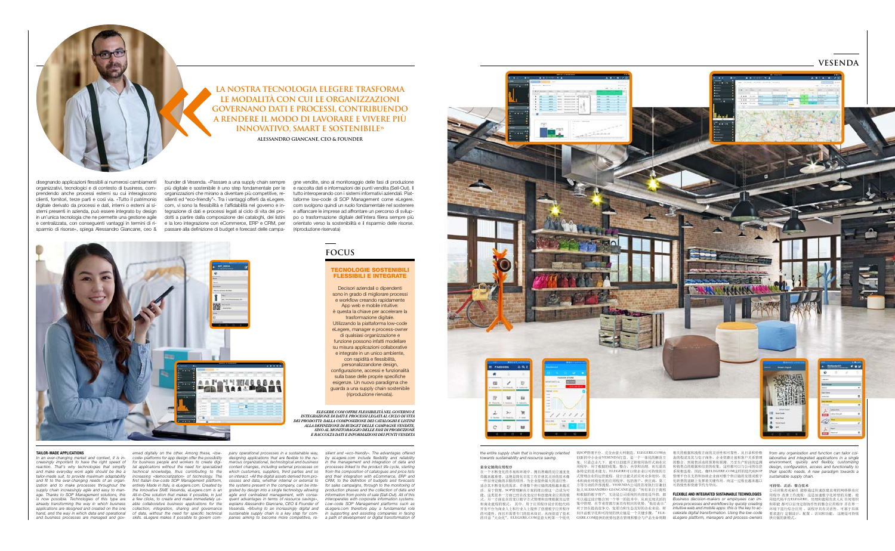## LA NOSTRA TECNOLOGIA ELEGERE TRASFORMA LE MODALITÀ CON CUI LE ORGANIZZAZIONI GOVERNANO DATI E PROCESSI, CONTRIBUENDO A RENDERE IL MODO DI LAVORARE E VIVERE PIÙ INNOVATIVO, SMART E SOSTENIBILE»

**ALESSANDRO GIANCANE, CEO & FOUNDER**

disegnando applicazioni flessibili ai numerosi cambiamenti organizzativi, tecnologici e di contesto di business, comprendendo anche processi esterni su cui interagiscono clienti, fornitori, terze parti e così via. «Tutto il patrimonio digitale derivato da processi e dati, interni o esterni ai sistemi presenti in azienda, può essere integrato by design in un'unica tecnologia che ne permette una gestione agile e centralizzata, con conseguenti vantaggi in termini di risparmio di risorse», spiega Alessandro Giancane, ceo & founder di Vesenda. «Passare a una supply chain sempre più digitale e sostenibile è uno step fondamentale per le organizzazioni che mirano a diventare più competitive, resilienti ed "eco-friendly"». Tra i vantaggi offerti da eLegere.com, vi sono la flessibilità e l'affidabilità nel governo e integrazione di dati e processi legati al ciclo di vita dei prodotti a partire dalla composizione dei cataloghi, dei listini e la loro integrazione con eCommerce, ERP e CRM, per passare alla definizione di budget e forecast delle campagne vendite, sino al monitoraggio delle fasi di produzione e raccolta dati e informazioni dei punti vendita (Sell-Out). Il tutto interoperando con i sistemi informativi aziendali. Piattaforme low-code di SOP Management come eLegere.com svolgono quindi un ruolo fondamentale nel sostenere e affiancare le imprese ad affrontare un percorso di sviluppo o trasformazione digitale dell'intera filiera sempre più orientato verso la sostenibilità e il risparmio delle risorse. (riproduzione riservata)

## FOCUS

### TECNOLOGIE SOSTENIBILI FLESSIBILI E INTEGRATE

Decisori aziendali o dipendenti sono in grado di migliorare processi e workflow creando rapidamente App web e mobile intuitive: è questa la chiave per accelerare la trasformazione digitale. Utilizzando la piattaforma low-code eLegere, manager e process-owner di qualsiasi organizzazione e funzione possono infatti modellare su misura applicazioni collaborative e integrate in un unico ambiente, con rapidità e flessibilità, personalizzandone design, configurazione, accessi e funzionalità sulla base delle proprie specifiche esigenze. Un nuovo paradigma che guarda a una supply chain sostenibile (riproduzione riservata).

*ELEGERE.COM OFFRE FLESSIBILITÀ NEL GOVERNO E INTEGRAZIONE DI DATI E PROCESSI LEGATI AL CICLO DI VITA DEI PRODOTTI: DALLA COMPOSIZIONE DEI CATALOGHI E LISTINI ALLA DEFINIZIONE DI BUDGET DELLE CAMPAGNE VENDITE, SINO AL MONITORAGGIO DELLE FASI DI PRODUZIONE E RACCOLTA DATI E INFORMAZIONI DEI PUNTI VENDITA*

**TAILOR-MADE APPLICATIONS**

*In an ever-changing market and context, it is increasingly important to have the right speed of reaction. That's why technologies that simplify and make everyday work agile should be like a tailor-made suit, to provide maximum adaptability and fit to the ever-changing needs of an organization and to make processes throughout the supply chain increasingly agile and easy to manage. Thanks to SOP Management solutions, this is now possible. Technologies of this type are already transforming the way in which business applications are designed and created on the one hand, and the way in which data and operational and business processes are managed and governed digitally on the other. Among these, «low-code» platforms for app design offer the possibility for business people and workers to create digital applications without the need for specialized technical knowledge, thus contributing to the increasing «democratization» of technology. The first Italian low-code SOP Management platform, entirely Made in Italy, is eLegere.com. Created by the innovative SME Vesenda, eLegere.com is an All-in-One solution that makes it possible, in just a few clicks, to create and make immediately usable collaborative business applications for the collection, integration, sharing and governance of data, without the need for specific technical skills. eLegere makes it possible to govern company operational processes in a sustainable way, designing applications that are flexible to the numerous organizational, technological and business context changes, including external processes on which customers, suppliers, third parties and so on interact. «All the digital assets derived from processes and data, whether internal or external to the systems present in the company, can be integrated by design into a single technology allowing agile and centralized management, with consequent advantages in terms of resource savings», explains Alessandro Giancane, CEO & Founder of Vesenda. «Moving to an increasingly digital and sustainable supply chain is a key step for companies aiming to become more competitive, resilient and «eco-friendly». The advantages offered by eLegere.com include flexibility and reliability in the management and integration of data and processes linked to the product life cycle, starting from the composition of catalogues and price lists and their integration with eCommerce, ERP and CRM, to the definition of budgets and forecasts for sales campaigns, through to the monitoring of production phases and the collection of data and information from points of sale (Sell-Out). All of this interoperates with corporate information systems. Low-code SOP Management platforms such as eLegere.com therefore play a fundamental role in supporting and assisting companies in facing a path of development or digital transformation of the entire supply chain that is increasingly oriented towards sustainability and resource saving.*

**量身定制的应用程序**

在一个不断变化的市场和环境中，拥有准确的反应速度变得越来越重要。这便是简化日常工作并使其灵活性技术像一件量身定做的衣服的原因，为企业提供最大的适应性，适合其不断变化的需求，并使整个供应链的流程越来越灵活，易于管理。SOP管理解决方案的使用使这一点成为可能。这类技术一方面已经在改变设计和创建商业应用程序的方式，另一方面也在改变以数字方式管理和治理数据及运营和商业流程的模式。其中，用于应用程序设计的低代码开发平台为商业人士和工作人员提供了创建数字应用程序的可能性，而且不需要专门的技术知识，从而促进了技术的日益"大众化"。ELEGERE.COM是意大利第一个低代码SOP管理平台，完全由意大利制造。ELEGERE.COM由创新的中小企业VESENDA打造，是一个一体化的解决方案，只需点击几下，就可以创建并立即使用协作式商业应用程序，用于数据的收集、整合、共享和治理，而无需具备特定的技术能力。ELEGERE可以使企业以可持续的SOP式管理企业的运营流程，设计的应用程序对众多的组织、技术和商业环境变化具有灵活性，包括客户、供应商、第三方等互动的外部流程。VESENDA公司的首席执行官兼创始人ALESSANDRO GIANCANE说道："所有来自于流程和数据的数字资产，无论是公司系统的内部还是外部，都可以通过设计整合到一个单一的技术中，从而实现灵活的集中管理，在节省资源方面具有相应的优势。"他还表示"对于旨在提高竞争力、更具弹性和更加"环保"的企业来说，转向日益数字化和可持续的供应链是一个关键步骤。"ELEGERE.COM提供的优势包括在管理和整合与产品生命周期相关的数据和流程方面的灵活性和可靠性，从目录和价格表的构成及其与电子商务、企业资源计划和客户关系管理的整合，到销售活动的预算和预测，乃至生产阶段的监控和销售点的信息和数据收集。这些都可以与公司的信息系统相互操作。因此，像ELEGERE.COM这样的低代码SOP管理平台在支持和协助企业面对整个供应链的发展或数字化转型道路上发挥着关键作用，而这一过程也越来越以可持续性和资源节约为导向。

*from any organization and function can tailor collaborative and integrated applications in a single environment, quickly and flexibly, customizing design, configuration, access and functionality to their specific needs. A new paradigm towards a sustainable supply chain.*

**可持续、灵活、整合技术**

公司决策者或雇员能够通过快速创建直观的网络移动应用程序改善工作流程：这是加速数字化转型的关键。使用低代码平台ELEGERE，经理和流程负责人从任何组织和职能都可以量身定制协作性的整合应用程序并在单一环境下进行快速灵活的应用，以根据其具体需求进行定制设计、配置、访问和功能。这便是可持续供应链的新模式。

**FLEXIBLE AND INTEGRATED SUSTAINABLE TECHNOLOGIES**

*Business decision-makers or employees can improve processes and workflows by quickly creating intuitive web and mobile apps: this is the key to accelerate digital transformation. Using the low-code eLegere platform, managers and process-owners*